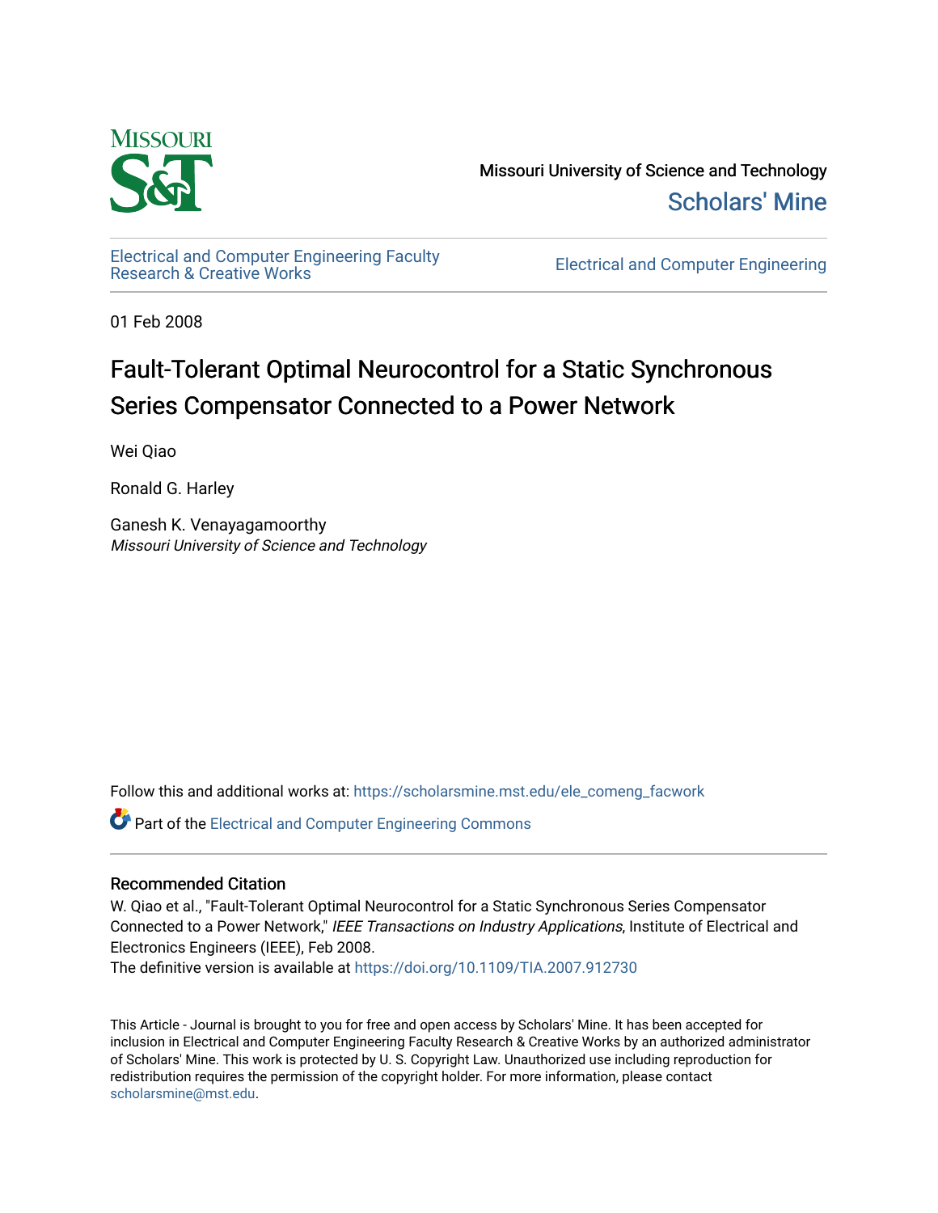Missouri University of Science and Technology

Scholars' Mine

Electrical and Computer Engineering Faculty Research & Creative Works

Electrical and Computer Engineering

01 Feb 2008

# Fault-Tolerant Optimal Neurocontrol for a Static Synchronous Series Compensator Connected to a Power Network

Wei Qiao

Ronald G. Harley

Ganesh K. Venayagamoorthy
*Missouri University of Science and Technology*

Follow this and additional works at: https://scholarsmine.mst.edu/ele_comeng_facwork

Part of the Electrical and Computer Engineering Commons

## Recommended Citation

W. Qiao et al., "Fault-Tolerant Optimal Neurocontrol for a Static Synchronous Series Compensator Connected to a Power Network," *IEEE Transactions on Industry Applications*, Institute of Electrical and Electronics Engineers (IEEE), Feb 2008.

The definitive version is available at https://doi.org/10.1109/TIA.2007.912730

This Article - Journal is brought to you for free and open access by Scholars' Mine. It has been accepted for inclusion in Electrical and Computer Engineering Faculty Research & Creative Works by an authorized administrator of Scholars' Mine. This work is protected by U. S. Copyright Law. Unauthorized use including reproduction for redistribution requires the permission of the copyright holder. For more information, please contact scholarsmine@mst.edu.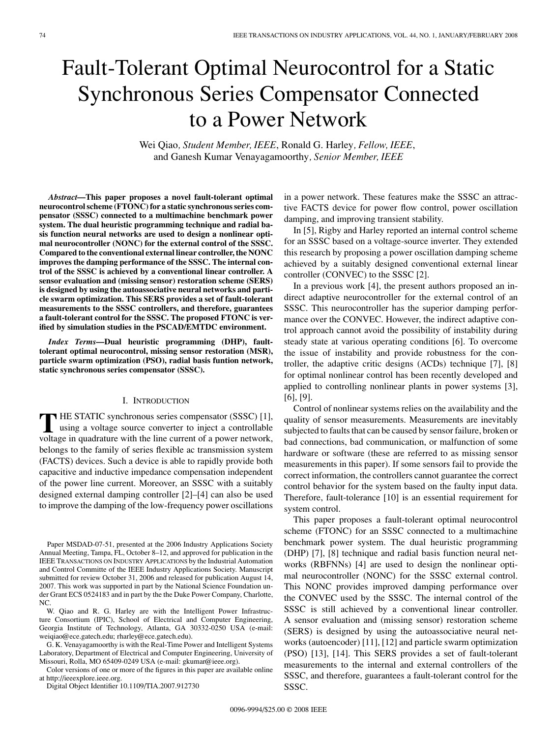# Fault-Tolerant Optimal Neurocontrol for a Static Synchronous Series Compensator Connected to a Power Network

Wei Qiao, *Student Member, IEEE*, Ronald G. Harley, *Fellow, IEEE*, and Ganesh Kumar Venayagamoorthy, *Senior Member, IEEE*

***Abstract*—This paper proposes a novel fault-tolerant optimal neurocontrol scheme (FTONC) for a static synchronous series compensator (SSSC) connected to a multimachine benchmark power system. The dual heuristic programming technique and radial basis function neural networks are used to design a nonlinear optimal neurocontroller (NONC) for the external control of the SSSC. Compared to the conventional external linear controller, the NONC improves the damping performance of the SSSC. The internal control of the SSSC is achieved by a conventional linear controller. A sensor evaluation and (missing sensor) restoration scheme (SERS) is designed by using the autoassociative neural networks and particle swarm optimization (PSO). This SERS provides a set of fault-tolerant measurements to the SSSC controllers, and therefore, guarantees a fault-tolerant control for the SSSC. The proposed FTONC is verified by simulation studies in the PSCAD/EMTDC environment.**

***Index Terms*—Dual heuristic programming (DHP), fault-tolerant optimal neurocontrol, missing sensor restoration (MSR), particle swarm optimization (PSO), radial basis funtion network, static synchronous series compensator (SSSC).**

## I. Introduction

The STATIC synchronous series compensator (SSSC) [1], using a voltage source converter to inject a controllable voltage in quadrature with the line current of a power network, belongs to the family of series flexible ac transmission system (FACTS) devices. Such a device is able to rapidly provide both capacitive and inductive impedance compensation independent of the power line current. Moreover, an SSSC with a suitably designed external damping controller [2]–[4] can also be used to improve the damping of the low-frequency power oscillations in a power network. These features make the SSSC an attractive FACTS device for power flow control, power oscillation damping, and improving transient stability.

In [5], Rigby and Harley reported an internal control scheme for an SSSC based on a voltage-source inverter. They extended this research by proposing a power oscillation damping scheme achieved by a suitably designed conventional external linear controller (CONVEC) to the SSSC [2].

In a previous work [4], the present authors proposed an indirect adaptive neurocontroller for the external control of an SSSC. This neurocontroller has the superior damping performance over the CONVEC. However, the indirect adaptive control approach cannot avoid the possibility of instability during steady state at various operating conditions [6]. To overcome the issue of instability and provide robustness for the controller, the adaptive critic designs (ACDs) technique [7], [8] for optimal nonlinear control has been recently developed and applied to controlling nonlinear plants in power systems [3], [6], [9].

Control of nonlinear systems relies on the availability and the quality of sensor measurements. Measurements are inevitably subjected to faults that can be caused by sensor failure, broken or bad connections, bad communication, or malfunction of some hardware or software (these are referred to as missing sensor measurements in this paper). If some sensors fail to provide the correct information, the controllers cannot guarantee the correct control behavior for the system based on the faulty input data. Therefore, fault-tolerance [10] is an essential requirement for system control.

This paper proposes a fault-tolerant optimal neurocontrol scheme (FTONC) for an SSSC connected to a multimachine benchmark power system. The dual heuristic programming (DHP) [7], [8] technique and radial basis function neural networks (RBFNNs) [4] are used to design the nonlinear optimal neurocontroller (NONC) for the SSSC external control. This NONC provides improved damping performance over the CONVEC used by the SSSC. The internal control of the SSSC is still achieved by a conventional linear controller. A sensor evaluation and (missing sensor) restoration scheme (SERS) is designed by using the autoassociative neural networks (autoencoder) [11], [12] and particle swarm optimization (PSO) [13], [14]. This SERS provides a set of fault-tolerant measurements to the internal and external controllers of the SSSC, and therefore, guarantees a fault-tolerant control for the SSSC.

Paper MSDAD-07-51, presented at the 2006 Industry Applications Society Annual Meeting, Tampa, FL, October 8–12, and approved for publication in the IEEE Transactions on Industry Applications by the Industrial Automation and Control Committe of the IEEE Industry Applications Society. Manuscript submitted for review October 31, 2006 and released for publication August 14, 2007. This work was supported in part by the National Science Foundation under Grant ECS 0524183 and in part by the the Duke Power Company, Charlotte, NC.

W. Qiao and R. G. Harley are with the Intelligent Power Infrastructure Consortium (IPIC), School of Electrical and Computer Engineering, Georgia Institute of Technology, Atlanta, GA 30332-0250 USA (e-mail: weiqiao@ece.gatech.edu; rharley@ece.gatech.edu).

G. K. Venayagamoorthy is with the Real-Time Power and Intelligent Systems Laboratory, Department of Electrical and Computer Engineering, University of Missouri, Rolla, MO 65409-0249 USA (e-mail: gkumar@ieee.org).

Color versions of one or more of the figures in this paper are available online at http://ieeexplore.ieee.org.

Digital Object Identifier 10.1109/TIA.2007.912730

0096-9994/$25.00 © 2008 IEEE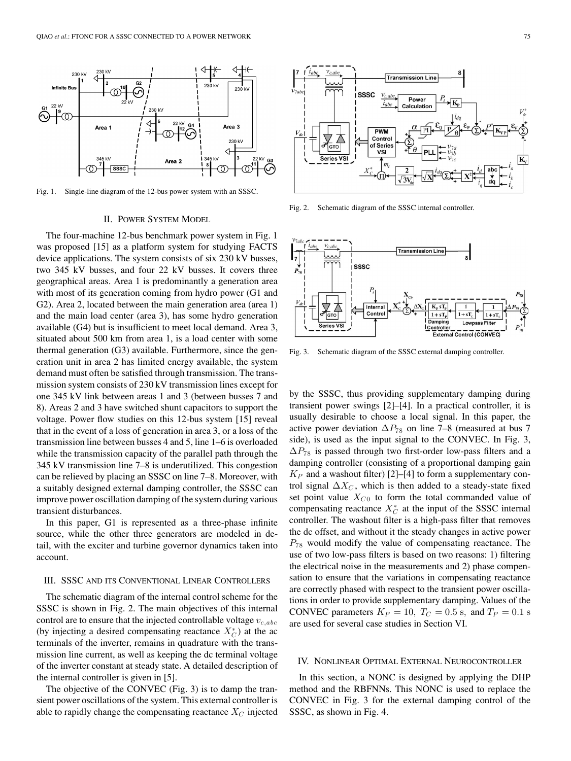Fig. 1. Single-line diagram of the 12-bus power system with an SSSC.

## II. Power System Model

The four-machine 12-bus benchmark power system in Fig. 1 was proposed [15] as a platform system for studying FACTS device applications. The system consists of six 230 kV busses, two 345 kV busses, and four 22 kV busses. It covers three geographical areas. Area 1 is predominantly a generation area with most of its generation coming from hydro power (G1 and G2). Area 2, located between the main generation area (area 1) and the main load center (area 3), has some hydro generation available (G4) but is insufficient to meet local demand. Area 3, situated about 500 km from area 1, is a load center with some thermal generation (G3) available. Furthermore, since the generation unit in area 2 has limited energy available, the system demand must often be satisfied through transmission. The transmission system consists of 230 kV transmission lines except for one 345 kV link between areas 1 and 3 (between busses 7 and 8). Areas 2 and 3 have switched shunt capacitors to support the voltage. Power flow studies on this 12-bus system [15] reveal that in the event of a loss of generation in area 3, or a loss of the transmission line between busses 4 and 5, line 1–6 is overloaded while the transmission capacity of the parallel path through the 345 kV transmission line 7–8 is underutilized. This congestion can be relieved by placing an SSSC on line 7–8. Moreover, with a suitably designed external damping controller, the SSSC can improve power oscillation damping of the system during various transient disturbances.

In this paper, G1 is represented as a three-phase infinite source, while the other three generators are modeled in detail, with the exciter and turbine governor dynamics taken into account.

## III. SSSC and its Conventional Linear Controllers

The schematic diagram of the internal control scheme for the SSSC is shown in Fig. 2. The main objectives of this internal control are to ensure that the injected controllable voltage $v_{c,abc}$ (by injecting a desired compensating reactance $X_C^*$) at the ac terminals of the inverter, remains in quadrature with the transmission line current, as well as keeping the dc terminal voltage of the inverter constant at steady state. A detailed description of the internal controller is given in [5].

The objective of the CONVEC (Fig. 3) is to damp the transient power oscillations of the system. This external controller is able to rapidly change the compensating reactance $X_C$ injected by the SSSC, thus providing supplementary damping during transient power swings [2]–[4]. In a practical controller, it is usually desirable to choose a local signal. In this paper, the active power deviation $\Delta P_{78}$ on line 7–8 (measured at bus 7 side), is used as the input signal to the CONVEC. In Fig. 3, $\Delta P_{78}$ is passed through two first-order low-pass filters and a damping controller (consisting of a proportional damping gain $K_P$ and a washout filter) [2]–[4] to form a supplementary control signal $\Delta X_C$, which is then added to a steady-state fixed set point value $X_{C0}$ to form the total commanded value of compensating reactance $X_C^*$ at the input of the SSSC internal controller. The washout filter is a high-pass filter that removes the dc offset, and without it the steady changes in active power $P_{78}$ would modify the value of compensating reactance. The use of two low-pass filters is based on two reasons: 1) filtering the electrical noise in the measurements and 2) phase compensation to ensure that the variations in compensating reactance are correctly phased with respect to the transient power oscillations in order to provide supplementary damping. Values of the CONVEC parameters $K_P = 10$, $T_C = 0.5$ s, and $T_P = 0.1$ s are used for several case studies in Section VI.

Fig. 2. Schematic diagram of the SSSC internal controller.

Fig. 3. Schematic diagram of the SSSC external damping controller.

## IV. Nonlinear Optimal External Neurocontroller

In this section, a NONC is designed by applying the DHP method and the RBFNNs. This NONC is used to replace the CONVEC in Fig. 3 for the external damping control of the SSSC, as shown in Fig. 4.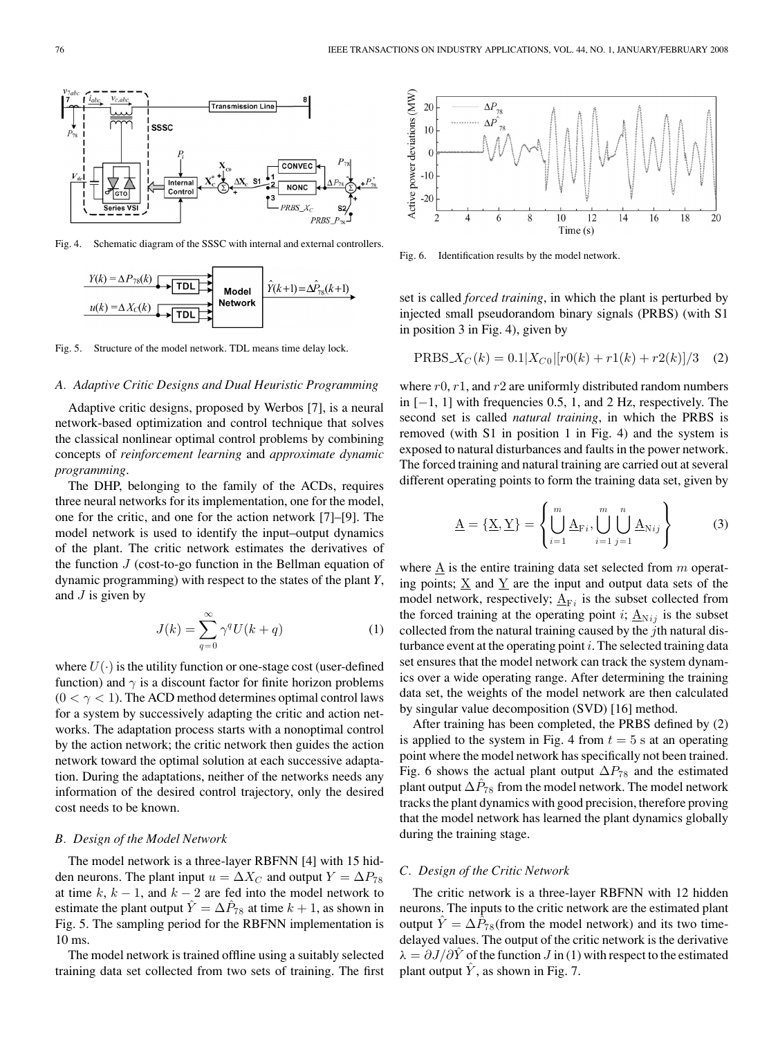Fig. 4. Schematic diagram of the SSSC with internal and external controllers.

Fig. 5. Structure of the model network. TDL means time delay lock.

### A. Adaptive Critic Designs and Dual Heuristic Programming

Adaptive critic designs, proposed by Werbos [7], is a neural network-based optimization and control technique that solves the classical nonlinear optimal control problems by combining concepts of *reinforcement learning* and *approximate dynamic programming*.

The DHP, belonging to the family of the ACDs, requires three neural networks for its implementation, one for the model, one for the critic, and one for the action network [7]–[9]. The model network is used to identify the input–output dynamics of the plant. The critic network estimates the derivatives of the function $J$ (cost-to-go function in the Bellman equation of dynamic programming) with respect to the states of the plant $Y$, and $J$ is given by

$$J(k) = \sum_{q=0}^{\infty} \gamma^q U(k+q) \tag{1}$$

where $U(\cdot)$ is the utility function or one-stage cost (user-defined function) and $\gamma$ is a discount factor for finite horizon problems ($0 < \gamma < 1$). The ACD method determines optimal control laws for a system by successively adapting the critic and action networks. The adaptation process starts with a nonoptimal control by the action network; the critic network then guides the action network toward the optimal solution at each successive adaptation. During the adaptations, neither of the networks needs any information of the desired control trajectory, only the desired cost needs to be known.

### B. Design of the Model Network

The model network is a three-layer RBFNN [4] with 15 hidden neurons. The plant input $u = \Delta X_C$ and output $Y = \Delta P_{78}$ at time $k$, $k-1$, and $k-2$ are fed into the model network to estimate the plant output $\hat{Y} = \Delta\hat{P}_{78}$ at time $k+1$, as shown in Fig. 5. The sampling period for the RBFNN implementation is 10 ms.

The model network is trained offline using a suitably selected training data set collected from two sets of training. The first set is called *forced training*, in which the plant is perturbed by injected small pseudorandom binary signals (PRBS) (with S1 in position 3 in Fig. 4), given by

$$\text{PRBS\_}X_C(k) = 0.1|X_{C0}|[r0(k) + r1(k) + r2(k)]/3 \tag{2}$$

where $r0$, $r1$, and $r2$ are uniformly distributed random numbers in $[-1, 1]$ with frequencies 0.5, 1, and 2 Hz, respectively. The second set is called *natural training*, in which the PRBS is removed (with S1 in position 1 in Fig. 4) and the system is exposed to natural disturbances and faults in the power network. The forced training and natural training are carried out at several different operating points to form the training data set, given by

$$\underline{\text{A}} = \{\underline{\text{X}}, \underline{\text{Y}}\} = \left\{ \bigcup_{i=1}^{m} \underline{\text{A}}_{\text{F}i}, \bigcup_{i=1}^{m} \bigcup_{j=1}^{n} \underline{\text{A}}_{\text{N}ij} \right\} \tag{3}$$

where $\underline{\text{A}}$ is the entire training data set selected from $m$ operating points; $\underline{\text{X}}$ and $\underline{\text{Y}}$ are the input and output data sets of the model network, respectively; $\underline{\text{A}}_{\text{F}i}$ is the subset collected from the forced training at the operating point $i$; $\underline{\text{A}}_{\text{N}ij}$ is the subset collected from the natural training caused by the $j$th natural disturbance event at the operating point $i$. The selected training data set ensures that the model network can track the system dynamics over a wide operating range. After determining the training data set, the weights of the model network are then calculated by singular value decomposition (SVD) [16] method.

After training has been completed, the PRBS defined by (2) is applied to the system in Fig. 4 from $t = 5$ s at an operating point where the model network has specifically not been trained. Fig. 6 shows the actual plant output $\Delta P_{78}$ and the estimated plant output $\Delta\hat{P}_{78}$ from the model network. The model network tracks the plant dynamics with good precision, therefore proving that the model network has learned the plant dynamics globally during the training stage.

Fig. 6. Identification results by the model network.

### C. Design of the Critic Network

The critic network is a three-layer RBFNN with 12 hidden neurons. The inputs to the critic network are the estimated plant output $\hat{Y} = \Delta\hat{P}_{78}$(from the model network) and its two time-delayed values. The output of the critic network is the derivative $\lambda = \partial J/\partial\hat{Y}$ of the function $J$ in (1) with respect to the estimated plant output $\hat{Y}$, as shown in Fig. 7.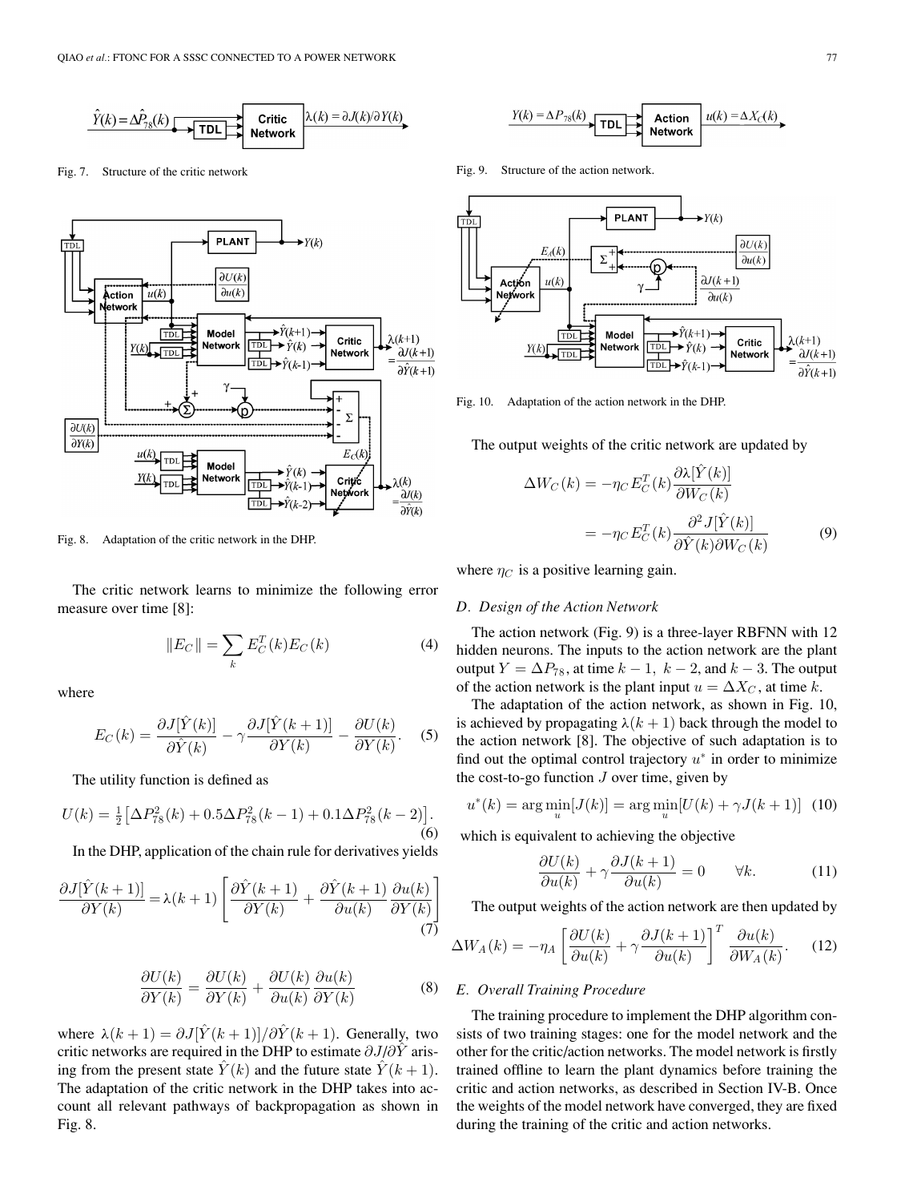Fig. 7. Structure of the critic network

Fig. 8. Adaptation of the critic network in the DHP.

The critic network learns to minimize the following error measure over time [8]:

$$\|E_C\| = \sum_k E_C^T(k) E_C(k) \tag{4}$$

where

$$E_C(k) = \frac{\partial J[\hat{Y}(k)]}{\partial \hat{Y}(k)} - \gamma \frac{\partial J[\hat{Y}(k+1)]}{\partial Y(k)} - \frac{\partial U(k)}{\partial Y(k)}. \tag{5}$$

The utility function is defined as

$$U(k) = \frac{1}{2}\left[\Delta P_{78}^2(k) + 0.5\Delta P_{78}^2(k-1) + 0.1\Delta P_{78}^2(k-2)\right]. \tag{6}$$

In the DHP, application of the chain rule for derivatives yields

$$\frac{\partial J[\hat{Y}(k+1)]}{\partial Y(k)} = \lambda(k+1)\left[\frac{\partial \hat{Y}(k+1)}{\partial Y(k)} + \frac{\partial \hat{Y}(k+1)}{\partial u(k)}\frac{\partial u(k)}{\partial Y(k)}\right] \tag{7}$$

$$\frac{\partial U(k)}{\partial Y(k)} = \frac{\partial U(k)}{\partial Y(k)} + \frac{\partial U(k)}{\partial u(k)}\frac{\partial u(k)}{\partial Y(k)} \tag{8}$$

where $\lambda(k+1) = \partial J[\hat{Y}(k+1)]/\partial \hat{Y}(k+1)$. Generally, two critic networks are required in the DHP to estimate $\partial J/\partial \hat{Y}$ arising from the present state $\hat{Y}(k)$ and the future state $\hat{Y}(k+1)$. The adaptation of the critic network in the DHP takes into account all relevant pathways of backpropagation as shown in Fig. 8.

Fig. 9. Structure of the action network.

Fig. 10. Adaptation of the action network in the DHP.

The output weights of the critic network are updated by

$$\begin{aligned}\Delta W_C(k) &= -\eta_C E_C^T(k)\frac{\partial \lambda[\hat{Y}(k)]}{\partial W_C(k)} \\ &= -\eta_C E_C^T(k)\frac{\partial^2 J[\hat{Y}(k)]}{\partial \hat{Y}(k)\partial W_C(k)}\end{aligned} \tag{9}$$

where $\eta_C$ is a positive learning gain.

### *D. Design of the Action Network*

The action network (Fig. 9) is a three-layer RBFNN with 12 hidden neurons. The inputs to the action network are the plant output $Y = \Delta P_{78}$, at time $k-1$, $k-2$, and $k-3$. The output of the action network is the plant input $u = \Delta X_C$, at time $k$.

The adaptation of the action network, as shown in Fig. 10, is achieved by propagating $\lambda(k+1)$ back through the model to the action network [8]. The objective of such adaptation is to find out the optimal control trajectory $u^*$ in order to minimize the cost-to-go function $J$ over time, given by

$$u^*(k) = \arg\min_u[J(k)] = \arg\min_u[U(k) + \gamma J(k+1)] \tag{10}$$

which is equivalent to achieving the objective

$$\frac{\partial U(k)}{\partial u(k)} + \gamma \frac{\partial J(k+1)}{\partial u(k)} = 0 \qquad \forall k. \tag{11}$$

The output weights of the action network are then updated by

$$\Delta W_A(k) = -\eta_A\left[\frac{\partial U(k)}{\partial u(k)} + \gamma\frac{\partial J(k+1)}{\partial u(k)}\right]^T \frac{\partial u(k)}{\partial W_A(k)}. \tag{12}$$

### *E. Overall Training Procedure*

The training procedure to implement the DHP algorithm consists of two training stages: one for the model network and the other for the critic/action networks. The model network is firstly trained offline to learn the plant dynamics before training the critic and action networks, as described in Section IV-B. Once the weights of the model network have converged, they are fixed during the training of the critic and action networks.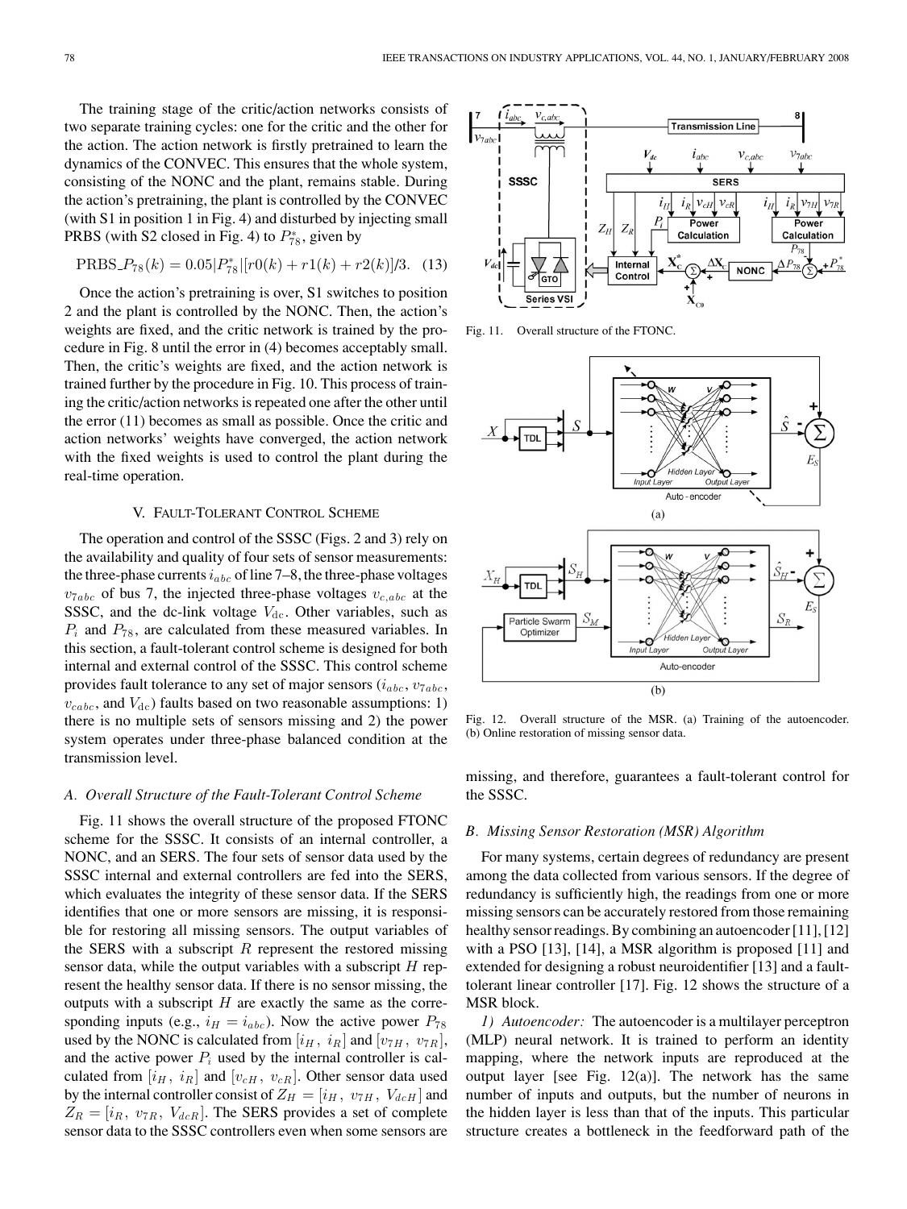The training stage of the critic/action networks consists of two separate training cycles: one for the critic and the other for the action. The action network is firstly pretrained to learn the dynamics of the CONVEC. This ensures that the whole system, consisting of the NONC and the plant, remains stable. During the action's pretraining, the plant is controlled by the CONVEC (with S1 in position 1 in Fig. 4) and disturbed by injecting small PRBS (with S2 closed in Fig. 4) to $P_{78}^{*}$, given by

$$\mathrm{PRBS\_}P_{78}(k) = 0.05|P_{78}^{*}|[r0(k) + r1(k) + r2(k)]/3. \quad (13)$$

Once the action's pretraining is over, S1 switches to position 2 and the plant is controlled by the NONC. Then, the action's weights are fixed, and the critic network is trained by the procedure in Fig. 8 until the error in (4) becomes acceptably small. Then, the critic's weights are fixed, and the action network is trained further by the procedure in Fig. 10. This process of training the critic/action networks is repeated one after the other until the error (11) becomes as small as possible. Once the critic and action networks' weights have converged, the action network with the fixed weights is used to control the plant during the real-time operation.

## V. Fault-Tolerant Control Scheme

The operation and control of the SSSC (Figs. 2 and 3) rely on the availability and quality of four sets of sensor measurements: the three-phase currents $i_{abc}$ of line 7–8, the three-phase voltages $v_{7abc}$ of bus 7, the injected three-phase voltages $v_{c,abc}$ at the SSSC, and the dc-link voltage $V_{\mathrm{dc}}$. Other variables, such as $P_i$ and $P_{78}$, are calculated from these measured variables. In this section, a fault-tolerant control scheme is designed for both internal and external control of the SSSC. This control scheme provides fault tolerance to any set of major sensors ($i_{abc}$, $v_{7abc}$, $v_{cabc}$, and $V_{\mathrm{dc}}$) faults based on two reasonable assumptions: 1) there is no multiple sets of sensors missing and 2) the power system operates under three-phase balanced condition at the transmission level.

### *A. Overall Structure of the Fault-Tolerant Control Scheme*

Fig. 11 shows the overall structure of the proposed FTONC scheme for the SSSC. It consists of an internal controller, a NONC, and an SERS. The four sets of sensor data used by the SSSC internal and external controllers are fed into the SERS, which evaluates the integrity of these sensor data. If the SERS identifies that one or more sensors are missing, it is responsible for restoring all missing sensors. The output variables of the SERS with a subscript $R$ represent the restored missing sensor data, while the output variables with a subscript $H$ represent the healthy sensor data. If there is no sensor missing, the outputs with a subscript $H$ are exactly the same as the corresponding inputs (e.g., $i_H = i_{abc}$). Now the active power $P_{78}$ used by the NONC is calculated from $[i_H,\ i_R]$ and $[v_{7H},\ v_{7R}]$, and the active power $P_i$ used by the internal controller is calculated from $[i_H,\ i_R]$ and $[v_{cH},\ v_{cR}]$. Other sensor data used by the internal controller consist of $Z_H = [i_H,\ v_{7H},\ V_{dcH}]$ and $Z_R = [i_R,\ v_{7R},\ V_{dcR}]$. The SERS provides a set of complete sensor data to the SSSC controllers even when some sensors are missing, and therefore, guarantees a fault-tolerant control for the SSSC.

Fig. 11. Overall structure of the FTONC.

Fig. 12. Overall structure of the MSR. (a) Training of the autoencoder. (b) Online restoration of missing sensor data.

### *B. Missing Sensor Restoration (MSR) Algorithm*

For many systems, certain degrees of redundancy are present among the data collected from various sensors. If the degree of redundancy is sufficiently high, the readings from one or more missing sensors can be accurately restored from those remaining healthy sensor readings. By combining an autoencoder [11], [12] with a PSO [13], [14], a MSR algorithm is proposed [11] and extended for designing a robust neuroidentifier [13] and a fault-tolerant linear controller [17]. Fig. 12 shows the structure of a MSR block.

*1) Autoencoder:* The autoencoder is a multilayer perceptron (MLP) neural network. It is trained to perform an identity mapping, where the network inputs are reproduced at the output layer [see Fig. 12(a)]. The network has the same number of inputs and outputs, but the number of neurons in the hidden layer is less than that of the inputs. This particular structure creates a bottleneck in the feedforward path of the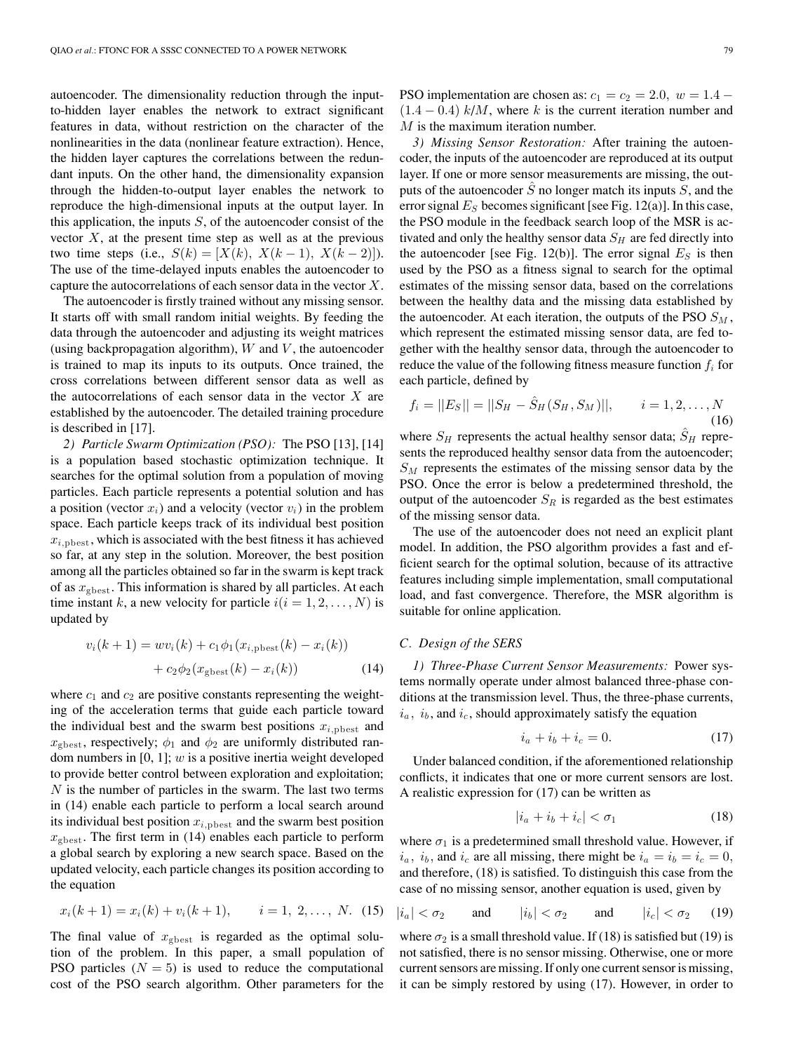autoencoder. The dimensionality reduction through the input-to-hidden layer enables the network to extract significant features in data, without restriction on the character of the nonlinearities in the data (nonlinear feature extraction). Hence, the hidden layer captures the correlations between the redundant inputs. On the other hand, the dimensionality expansion through the hidden-to-output layer enables the network to reproduce the high-dimensional inputs at the output layer. In this application, the inputs $S$, of the autoencoder consist of the vector $X$, at the present time step as well as at the previous two time steps (i.e., $S(k) = [X(k),\ X(k-1),\ X(k-2)]$). The use of the time-delayed inputs enables the autoencoder to capture the autocorrelations of each sensor data in the vector $X$.

The autoencoder is firstly trained without any missing sensor. It starts off with small random initial weights. By feeding the data through the autoencoder and adjusting its weight matrices (using backpropagation algorithm), $W$ and $V$, the autoencoder is trained to map its inputs to its outputs. Once trained, the cross correlations between different sensor data as well as the autocorrelations of each sensor data in the vector $X$ are established by the autoencoder. The detailed training procedure is described in [17].

*2) Particle Swarm Optimization (PSO):* The PSO [13], [14] is a population based stochastic optimization technique. It searches for the optimal solution from a population of moving particles. Each particle represents a potential solution and has a position (vector $x_i$) and a velocity (vector $v_i$) in the problem space. Each particle keeps track of its individual best position $x_{i,\text{pbest}}$, which is associated with the best fitness it has achieved so far, at any step in the solution. Moreover, the best position among all the particles obtained so far in the swarm is kept track of as $x_{\text{gbest}}$. This information is shared by all particles. At each time instant $k$, a new velocity for particle $i (i = 1, 2, \ldots, N)$ is updated by

$$v_i(k+1) = wv_i(k) + c_1\phi_1(x_{i,\text{pbest}}(k) - x_i(k)) + c_2\phi_2(x_{\text{gbest}}(k) - x_i(k)) \qquad (14)$$

where $c_1$ and $c_2$ are positive constants representing the weighting of the acceleration terms that guide each particle toward the individual best and the swarm best positions $x_{i,\text{pbest}}$ and $x_{\text{gbest}}$, respectively; $\phi_1$ and $\phi_2$ are uniformly distributed random numbers in [0, 1]; $w$ is a positive inertia weight developed to provide better control between exploration and exploitation; $N$ is the number of particles in the swarm. The last two terms in (14) enable each particle to perform a local search around its individual best position $x_{i,\text{pbest}}$ and the swarm best position $x_{\text{gbest}}$. The first term in (14) enables each particle to perform a global search by exploring a new search space. Based on the updated velocity, each particle changes its position according to the equation

$$x_i(k+1) = x_i(k) + v_i(k+1), \qquad i = 1,\ 2, \ldots,\ N. \quad (15)$$

The final value of $x_{\text{gbest}}$ is regarded as the optimal solution of the problem. In this paper, a small population of PSO particles ($N = 5$) is used to reduce the computational cost of the PSO search algorithm. Other parameters for the PSO implementation are chosen as: $c_1 = c_2 = 2.0,\ w = 1.4 - (1.4 - 0.4)\ k/M$, where $k$ is the current iteration number and $M$ is the maximum iteration number.

*3) Missing Sensor Restoration:* After training the autoencoder, the inputs of the autoencoder are reproduced at its output layer. If one or more sensor measurements are missing, the outputs of the autoencoder $\hat{S}$ no longer match its inputs $S$, and the error signal $E_S$ becomes significant [see Fig. 12(a)]. In this case, the PSO module in the feedback search loop of the MSR is activated and only the healthy sensor data $S_H$ are fed directly into the autoencoder [see Fig. 12(b)]. The error signal $E_S$ is then used by the PSO as a fitness signal to search for the optimal estimates of the missing sensor data, based on the correlations between the healthy data and the missing data established by the autoencoder. At each iteration, the outputs of the PSO $S_M$, which represent the estimated missing sensor data, are fed together with the healthy sensor data, through the autoencoder to reduce the value of the following fitness measure function $f_i$ for each particle, defined by

$$f_i = ||E_S|| = ||S_H - \hat{S}_H(S_H, S_M)||, \qquad i = 1, 2, \ldots, N \quad (16)$$

where $S_H$ represents the actual healthy sensor data; $\hat{S}_H$ represents the reproduced healthy sensor data from the autoencoder; $S_M$ represents the estimates of the missing sensor data by the PSO. Once the error is below a predetermined threshold, the output of the autoencoder $S_R$ is regarded as the best estimates of the missing sensor data.

The use of the autoencoder does not need an explicit plant model. In addition, the PSO algorithm provides a fast and efficient search for the optimal solution, because of its attractive features including simple implementation, small computational load, and fast convergence. Therefore, the MSR algorithm is suitable for online application.

### *C. Design of the SERS*

*1) Three-Phase Current Sensor Measurements:* Power systems normally operate under almost balanced three-phase conditions at the transmission level. Thus, the three-phase currents, $i_a,\ i_b$, and $i_c$, should approximately satisfy the equation

$$i_a + i_b + i_c = 0. \quad (17)$$

Under balanced condition, if the aforementioned relationship conflicts, it indicates that one or more current sensors are lost. A realistic expression for (17) can be written as

$$|i_a + i_b + i_c| < \sigma_1 \quad (18)$$

where $\sigma_1$ is a predetermined small threshold value. However, if $i_a,\ i_b$, and $i_c$ are all missing, there might be $i_a = i_b = i_c = 0$, and therefore, (18) is satisfied. To distinguish this case from the case of no missing sensor, another equation is used, given by

$$|i_a| < \sigma_2 \qquad \text{and} \qquad |i_b| < \sigma_2 \qquad \text{and} \qquad |i_c| < \sigma_2 \quad (19)$$

where $\sigma_2$ is a small threshold value. If (18) is satisfied but (19) is not satisfied, there is no sensor missing. Otherwise, one or more current sensors are missing. If only one current sensor is missing, it can be simply restored by using (17). However, in order to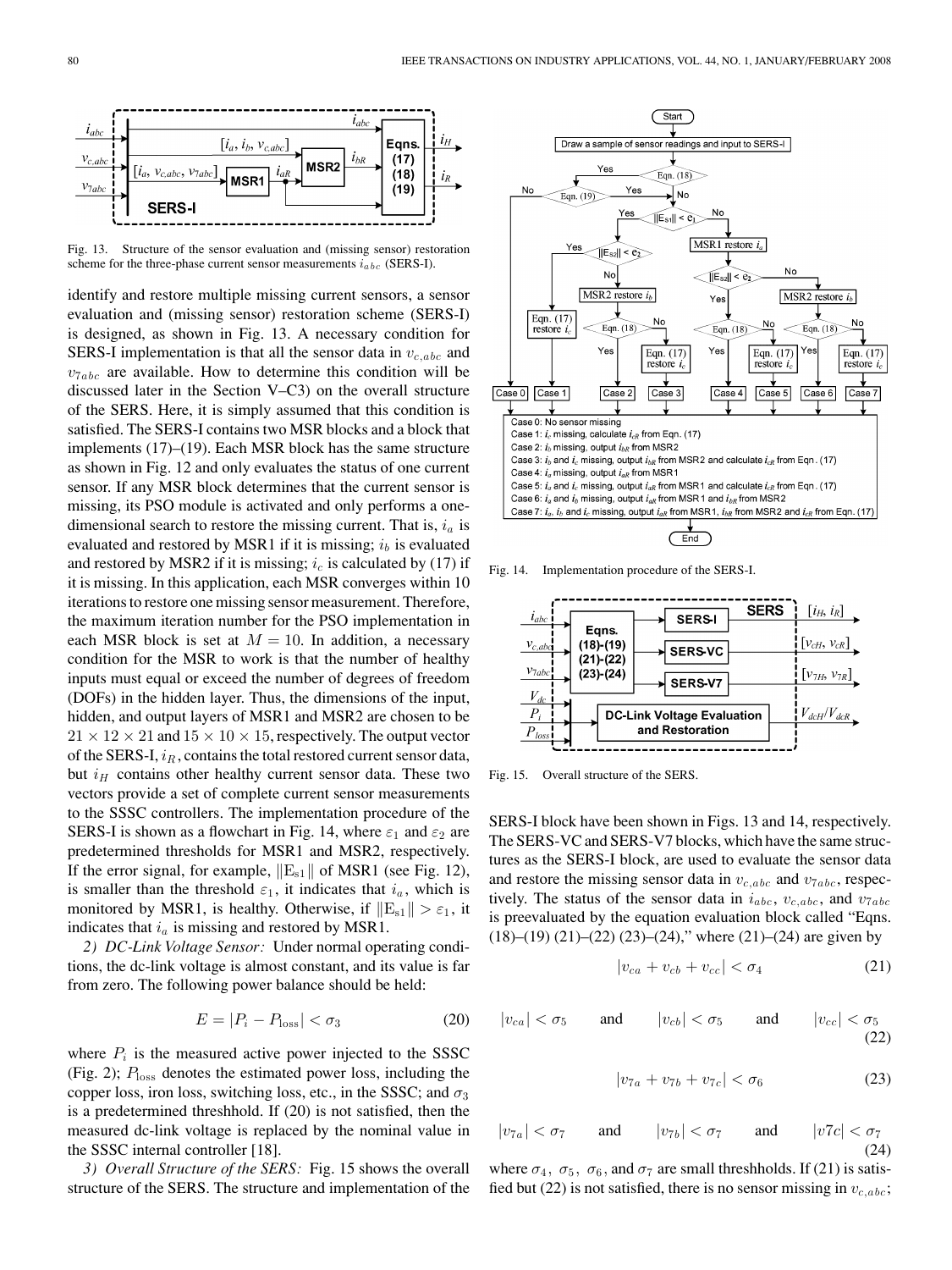Fig. 13. Structure of the sensor evaluation and (missing sensor) restoration scheme for the three-phase current sensor measurements $i_{abc}$ (SERS-I).

identify and restore multiple missing current sensors, a sensor evaluation and (missing sensor) restoration scheme (SERS-I) is designed, as shown in Fig. 13. A necessary condition for SERS-I implementation is that all the sensor data in $v_{c,abc}$ and $v_{7abc}$ are available. How to determine this condition will be discussed later in the Section V–C3) on the overall structure of the SERS. Here, it is simply assumed that this condition is satisfied. The SERS-I contains two MSR blocks and a block that implements (17)–(19). Each MSR block has the same structure as shown in Fig. 12 and only evaluates the status of one current sensor. If any MSR block determines that the current sensor is missing, its PSO module is activated and only performs a one-dimensional search to restore the missing current. That is, $i_a$ is evaluated and restored by MSR1 if it is missing; $i_b$ is evaluated and restored by MSR2 if it is missing; $i_c$ is calculated by (17) if it is missing. In this application, each MSR converges within 10 iterations to restore one missing sensor measurement. Therefore, the maximum iteration number for the PSO implementation in each MSR block is set at $M = 10$. In addition, a necessary condition for the MSR to work is that the number of healthy inputs must equal or exceed the number of degrees of freedom (DOFs) in the hidden layer. Thus, the dimensions of the input, hidden, and output layers of MSR1 and MSR2 are chosen to be $21 \times 12 \times 21$ and $15 \times 10 \times 15$, respectively. The output vector of the SERS-I, $i_R$, contains the total restored current sensor data, but $i_H$ contains other healthy current sensor data. These two vectors provide a set of complete current sensor measurements to the SSSC controllers. The implementation procedure of the SERS-I is shown as a flowchart in Fig. 14, where $\varepsilon_1$ and $\varepsilon_2$ are predetermined thresholds for MSR1 and MSR2, respectively. If the error signal, for example, $\|E_{s1}\|$ of MSR1 (see Fig. 12), is smaller than the threshold $\varepsilon_1$, it indicates that $i_a$, which is monitored by MSR1, is healthy. Otherwise, if $\|E_{s1}\| > \varepsilon_1$, it indicates that $i_a$ is missing and restored by MSR1.

*2) DC-Link Voltage Sensor:* Under normal operating conditions, the dc-link voltage is almost constant, and its value is far from zero. The following power balance should be held:

$$E = |P_i - P_{\text{loss}}| < \sigma_3 \tag{20}$$

where $P_i$ is the measured active power injected to the SSSC (Fig. 2); $P_{\text{loss}}$ denotes the estimated power loss, including the copper loss, iron loss, switching loss, etc., in the SSSC; and $\sigma_3$ is a predetermined threshhold. If (20) is not satisfied, then the measured dc-link voltage is replaced by the nominal value in the SSSC internal controller [18].

*3) Overall Structure of the SERS:* Fig. 15 shows the overall structure of the SERS. The structure and implementation of the SERS-I block have been shown in Figs. 13 and 14, respectively. The SERS-VC and SERS-V7 blocks, which have the same structures as the SERS-I block, are used to evaluate the sensor data and restore the missing sensor data in $v_{c,abc}$ and $v_{7abc}$, respectively. The status of the sensor data in $i_{abc}$, $v_{c,abc}$, and $v_{7abc}$ is preevaluated by the equation evaluation block called "Eqns. (18)–(19) (21)–(22) (23)–(24)," where (21)–(24) are given by

Fig. 14. Implementation procedure of the SERS-I.

Fig. 15. Overall structure of the SERS.

$$|v_{ca} + v_{cb} + v_{cc}| < \sigma_4 \tag{21}$$

$$|v_{ca}| < \sigma_5 \qquad \text{and} \qquad |v_{cb}| < \sigma_5 \qquad \text{and} \qquad |v_{cc}| < \sigma_5 \tag{22}$$

$$|v_{7a} + v_{7b} + v_{7c}| < \sigma_6 \tag{23}$$

$$|v_{7a}| < \sigma_7 \qquad \text{and} \qquad |v_{7b}| < \sigma_7 \qquad \text{and} \qquad |v7c| < \sigma_7 \tag{24}$$

where $\sigma_4$, $\sigma_5$, $\sigma_6$, and $\sigma_7$ are small threshholds. If (21) is satisfied but (22) is not satisfied, there is no sensor missing in $v_{c,abc}$;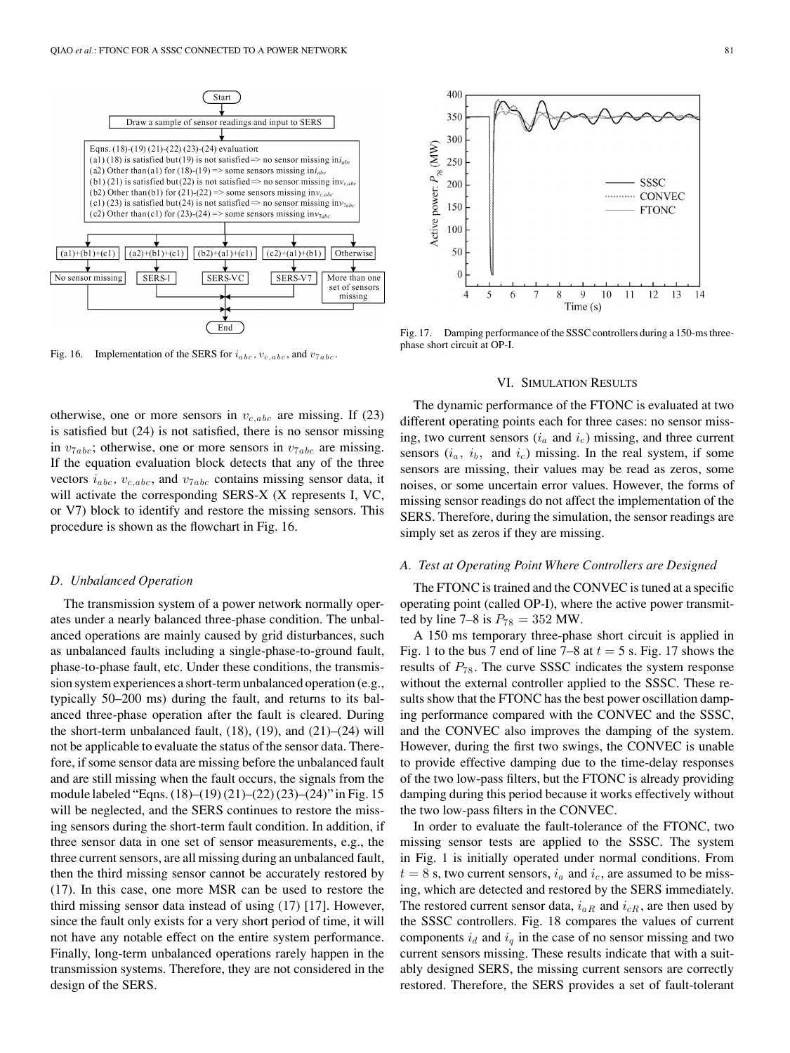Fig. 16. Implementation of the SERS for $i_{abc}$, $v_{c,abc}$, and $v_{7abc}$.

Fig. 17. Damping performance of the SSSC controllers during a 150-ms three-phase short circuit at OP-I.

otherwise, one or more sensors in $v_{c,abc}$ are missing. If (23) is satisfied but (24) is not satisfied, there is no sensor missing in $v_{7abc}$; otherwise, one or more sensors in $v_{7abc}$ are missing. If the equation evaluation block detects that any of the three vectors $i_{abc}$, $v_{c,abc}$, and $v_{7abc}$ contains missing sensor data, it will activate the corresponding SERS-X (X represents I, VC, or V7) block to identify and restore the missing sensors. This procedure is shown as the flowchart in Fig. 16.

### D. Unbalanced Operation

The transmission system of a power network normally operates under a nearly balanced three-phase condition. The unbalanced operations are mainly caused by grid disturbances, such as unbalanced faults including a single-phase-to-ground fault, phase-to-phase fault, etc. Under these conditions, the transmission system experiences a short-term unbalanced operation (e.g., typically 50–200 ms) during the fault, and returns to its balanced three-phase operation after the fault is cleared. During the short-term unbalanced fault, (18), (19), and (21)–(24) will not be applicable to evaluate the status of the sensor data. Therefore, if some sensor data are missing before the unbalanced fault and are still missing when the fault occurs, the signals from the module labeled "Eqns. (18)–(19) (21)–(22) (23)–(24)" in Fig. 15 will be neglected, and the SERS continues to restore the missing sensors during the short-term fault condition. In addition, if three sensor data in one set of sensor measurements, e.g., the three current sensors, are all missing during an unbalanced fault, then the third missing sensor cannot be accurately restored by (17). In this case, one more MSR can be used to restore the third missing sensor data instead of using (17) [17]. However, since the fault only exists for a very short period of time, it will not have any notable effect on the entire system performance. Finally, long-term unbalanced operations rarely happen in the transmission systems. Therefore, they are not considered in the design of the SERS.

## VI. Simulation Results

The dynamic performance of the FTONC is evaluated at two different operating points each for three cases: no sensor missing, two current sensors ($i_a$ and $i_c$) missing, and three current sensors ($i_a$, $i_b$, and $i_c$) missing. In the real system, if some sensors are missing, their values may be read as zeros, some noises, or some uncertain error values. However, the forms of missing sensor readings do not affect the implementation of the SERS. Therefore, during the simulation, the sensor readings are simply set as zeros if they are missing.

### A. Test at Operating Point Where Controllers are Designed

The FTONC is trained and the CONVEC is tuned at a specific operating point (called OP-I), where the active power transmitted by line 7–8 is $P_{78} = 352$ MW.

A 150 ms temporary three-phase short circuit is applied in Fig. 1 to the bus 7 end of line 7–8 at $t = 5$ s. Fig. 17 shows the results of $P_{78}$. The curve SSSC indicates the system response without the external controller applied to the SSSC. These results show that the FTONC has the best power oscillation damping performance compared with the CONVEC and the SSSC, and the CONVEC also improves the damping of the system. However, during the first two swings, the CONVEC is unable to provide effective damping due to the time-delay responses of the two low-pass filters, but the FTONC is already providing damping during this period because it works effectively without the two low-pass filters in the CONVEC.

In order to evaluate the fault-tolerance of the FTONC, two missing sensor tests are applied to the SSSC. The system in Fig. 1 is initially operated under normal conditions. From $t = 8$ s, two current sensors, $i_a$ and $i_c$, are assumed to be missing, which are detected and restored by the SERS immediately. The restored current sensor data, $i_{aR}$ and $i_{cR}$, are then used by the SSSC controllers. Fig. 18 compares the values of current components $i_d$ and $i_q$ in the case of no sensor missing and two current sensors missing. These results indicate that with a suitably designed SERS, the missing current sensors are correctly restored. Therefore, the SERS provides a set of fault-tolerant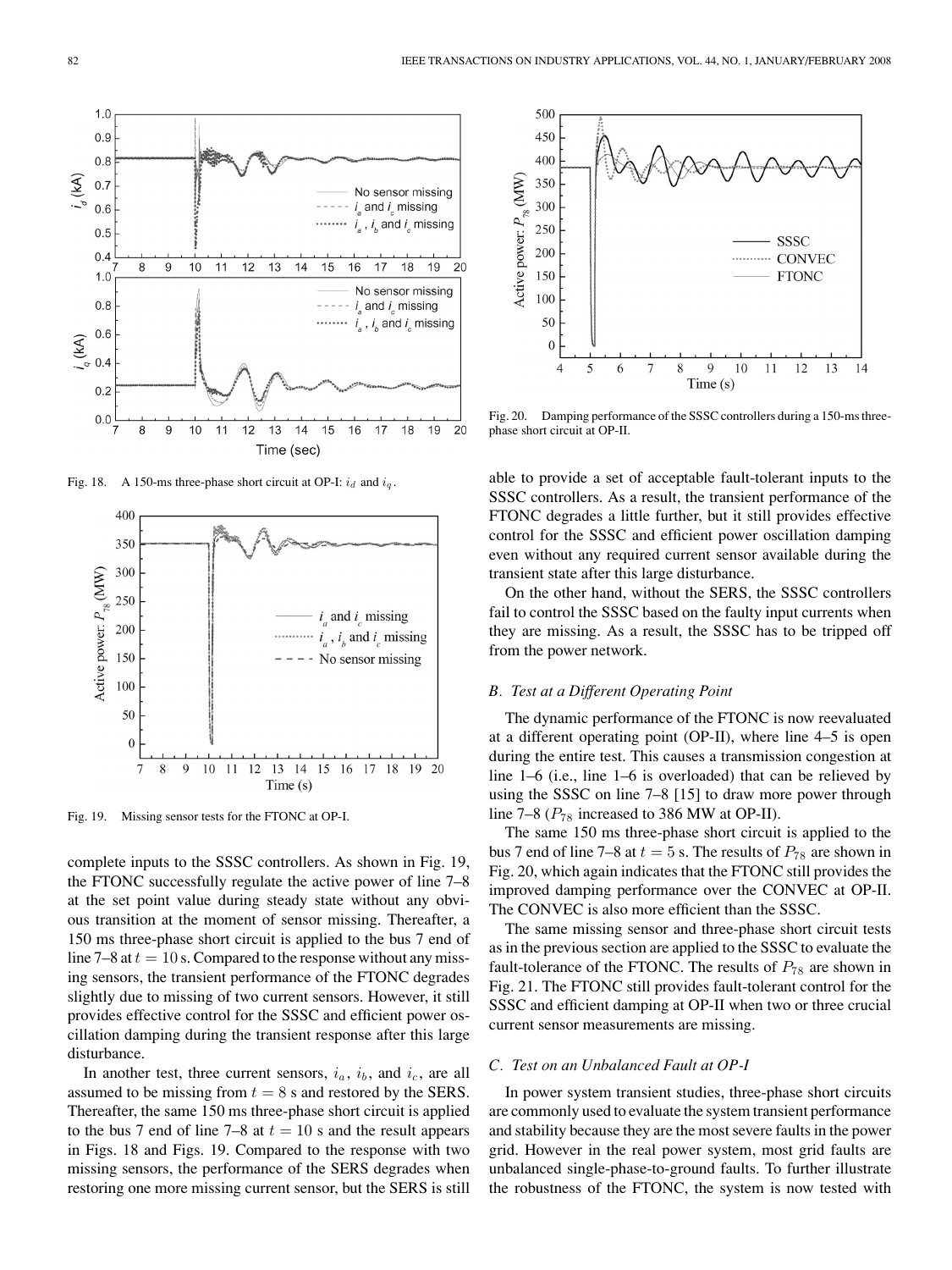Fig. 18. A 150-ms three-phase short circuit at OP-I: $i_d$ and $i_q$.

Fig. 19. Missing sensor tests for the FTONC at OP-I.

complete inputs to the SSSC controllers. As shown in Fig. 19, the FTONC successfully regulate the active power of line 7–8 at the set point value during steady state without any obvious transition at the moment of sensor missing. Thereafter, a 150 ms three-phase short circuit is applied to the bus 7 end of line 7–8 at $t = 10$ s. Compared to the response without any missing sensors, the transient performance of the FTONC degrades slightly due to missing of two current sensors. However, it still provides effective control for the SSSC and efficient power oscillation damping during the transient response after this large disturbance.

In another test, three current sensors, $i_a$, $i_b$, and $i_c$, are all assumed to be missing from $t = 8$ s and restored by the SERS. Thereafter, the same 150 ms three-phase short circuit is applied to the bus 7 end of line 7–8 at $t = 10$ s and the result appears in Figs. 18 and Figs. 19. Compared to the response with two missing sensors, the performance of the SERS degrades when restoring one more missing current sensor, but the SERS is still able to provide a set of acceptable fault-tolerant inputs to the SSSC controllers. As a result, the transient performance of the FTONC degrades a little further, but it still provides effective control for the SSSC and efficient power oscillation damping even without any required current sensor available during the transient state after this large disturbance.

On the other hand, without the SERS, the SSSC controllers fail to control the SSSC based on the faulty input currents when they are missing. As a result, the SSSC has to be tripped off from the power network.

Fig. 20. Damping performance of the SSSC controllers during a 150-ms three-phase short circuit at OP-II.

### B. Test at a Different Operating Point

The dynamic performance of the FTONC is now reevaluated at a different operating point (OP-II), where line 4–5 is open during the entire test. This causes a transmission congestion at line 1–6 (i.e., line 1–6 is overloaded) that can be relieved by using the SSSC on line 7–8 [15] to draw more power through line 7–8 ($P_{78}$ increased to 386 MW at OP-II).

The same 150 ms three-phase short circuit is applied to the bus 7 end of line 7–8 at $t = 5$ s. The results of $P_{78}$ are shown in Fig. 20, which again indicates that the FTONC still provides the improved damping performance over the CONVEC at OP-II. The CONVEC is also more efficient than the SSSC.

The same missing sensor and three-phase short circuit tests as in the previous section are applied to the SSSC to evaluate the fault-tolerance of the FTONC. The results of $P_{78}$ are shown in Fig. 21. The FTONC still provides fault-tolerant control for the SSSC and efficient damping at OP-II when two or three crucial current sensor measurements are missing.

### C. Test on an Unbalanced Fault at OP-I

In power system transient studies, three-phase short circuits are commonly used to evaluate the system transient performance and stability because they are the most severe faults in the power grid. However in the real power system, most grid faults are unbalanced single-phase-to-ground faults. To further illustrate the robustness of the FTONC, the system is now tested with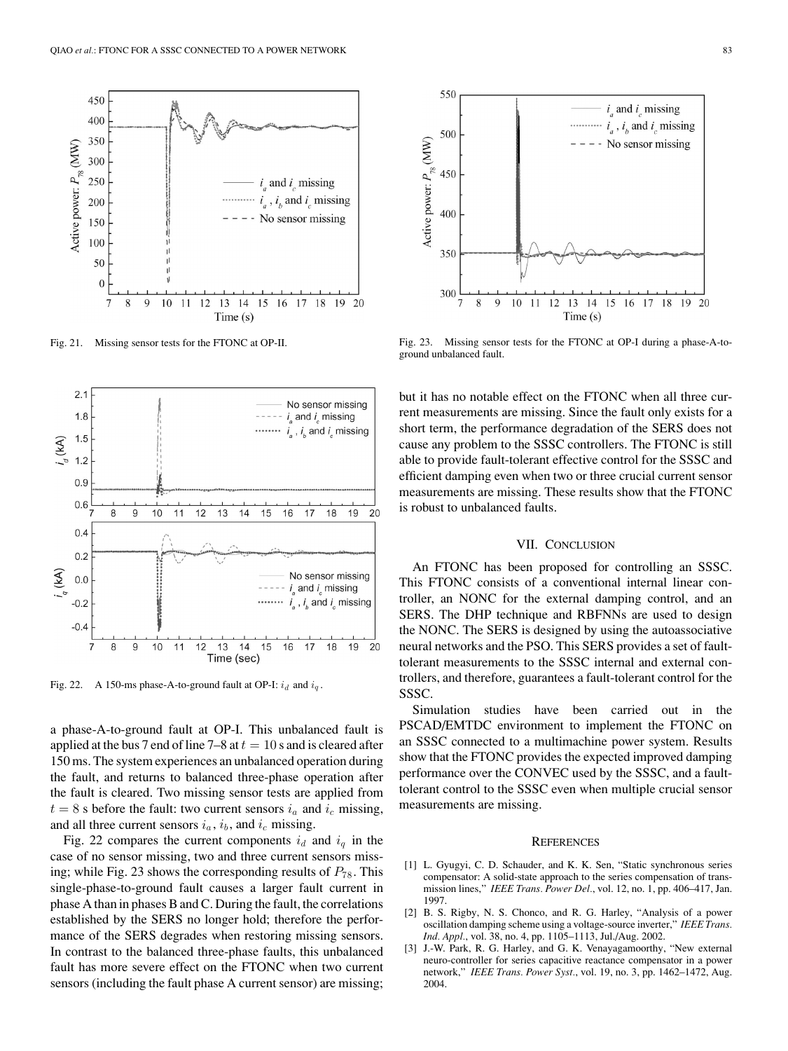Fig. 21. Missing sensor tests for the FTONC at OP-II.

Fig. 22. A 150-ms phase-A-to-ground fault at OP-I: $i_d$ and $i_q$.

a phase-A-to-ground fault at OP-I. This unbalanced fault is applied at the bus 7 end of line 7–8 at $t = 10$ s and is cleared after 150 ms. The system experiences an unbalanced operation during the fault, and returns to balanced three-phase operation after the fault is cleared. Two missing sensor tests are applied from $t = 8$ s before the fault: two current sensors $i_a$ and $i_c$ missing, and all three current sensors $i_a$, $i_b$, and $i_c$ missing.

Fig. 22 compares the current components $i_d$ and $i_q$ in the case of no sensor missing, two and three current sensors missing; while Fig. 23 shows the corresponding results of $P_{78}$. This single-phase-to-ground fault causes a larger fault current in phase A than in phases B and C. During the fault, the correlations established by the SERS no longer hold; therefore the performance of the SERS degrades when restoring missing sensors. In contrast to the balanced three-phase faults, this unbalanced fault has more severe effect on the FTONC when two current sensors (including the fault phase A current sensor) are missing; but it has no notable effect on the FTONC when all three current measurements are missing. Since the fault only exists for a short term, the performance degradation of the SERS does not cause any problem to the SSSC controllers. The FTONC is still able to provide fault-tolerant effective control for the SSSC and efficient damping even when two or three crucial current sensor measurements are missing. These results show that the FTONC is robust to unbalanced faults.

Fig. 23. Missing sensor tests for the FTONC at OP-I during a phase-A-to-ground unbalanced fault.

## VII. Conclusion

An FTONC has been proposed for controlling an SSSC. This FTONC consists of a conventional internal linear controller, an NONC for the external damping control, and an SERS. The DHP technique and RBFNNs are used to design the NONC. The SERS is designed by using the autoassociative neural networks and the PSO. This SERS provides a set of fault-tolerant measurements to the SSSC internal and external controllers, and therefore, guarantees a fault-tolerant control for the SSSC.

Simulation studies have been carried out in the PSCAD/EMTDC environment to implement the FTONC on an SSSC connected to a multimachine power system. Results show that the FTONC provides the expected improved damping performance over the CONVEC used by the SSSC, and a fault-tolerant control to the SSSC even when multiple crucial sensor measurements are missing.

## References

[1] L. Gyugyi, C. D. Schauder, and K. K. Sen, "Static synchronous series compensator: A solid-state approach to the series compensation of transmission lines," *IEEE Trans. Power Del.*, vol. 12, no. 1, pp. 406–417, Jan. 1997.

[2] B. S. Rigby, N. S. Chonco, and R. G. Harley, "Analysis of a power oscillation damping scheme using a voltage-source inverter," *IEEE Trans. Ind. Appl.*, vol. 38, no. 4, pp. 1105–1113, Jul./Aug. 2002.

[3] J.-W. Park, R. G. Harley, and G. K. Venayagamoorthy, "New external neuro-controller for series capacitive reactance compensator in a power network," *IEEE Trans. Power Syst.*, vol. 19, no. 3, pp. 1462–1472, Aug. 2004.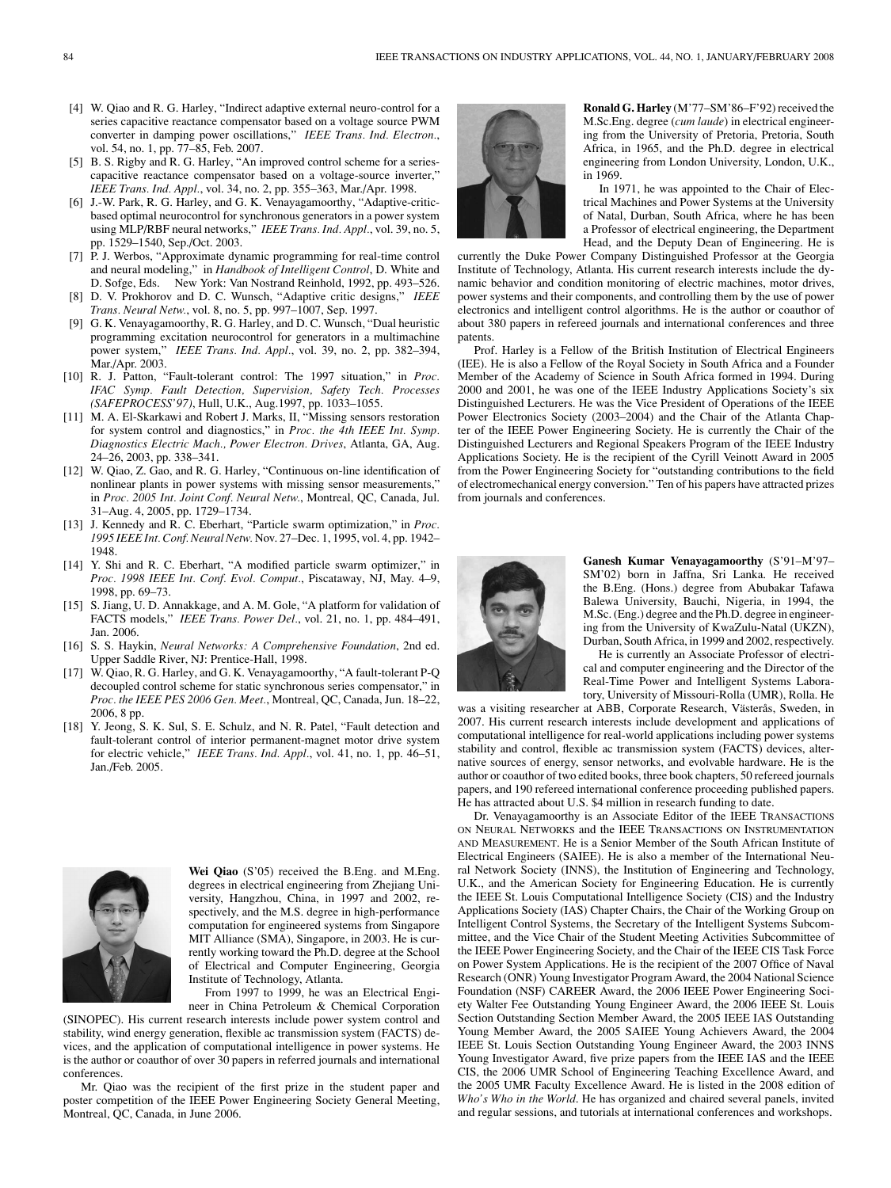[4] W. Qiao and R. G. Harley, "Indirect adaptive external neuro-control for a series capacitive reactance compensator based on a voltage source PWM converter in damping power oscillations," *IEEE Trans. Ind. Electron.*, vol. 54, no. 1, pp. 77–85, Feb. 2007.

[5] B. S. Rigby and R. G. Harley, "An improved control scheme for a series-capacitive reactance compensator based on a voltage-source inverter," *IEEE Trans. Ind. Appl.*, vol. 34, no. 2, pp. 355–363, Mar./Apr. 1998.

[6] J.-W. Park, R. G. Harley, and G. K. Venayagamoorthy, "Adaptive-critic-based optimal neurocontrol for synchronous generators in a power system using MLP/RBF neural networks," *IEEE Trans. Ind. Appl.*, vol. 39, no. 5, pp. 1529–1540, Sep./Oct. 2003.

[7] P. J. Werbos, "Approximate dynamic programming for real-time control and neural modeling," in *Handbook of Intelligent Control*, D. White and D. Sofge, Eds. New York: Van Nostrand Reinhold, 1992, pp. 493–526.

[8] D. V. Prokhorov and D. C. Wunsch, "Adaptive critic designs," *IEEE Trans. Neural Netw.*, vol. 8, no. 5, pp. 997–1007, Sep. 1997.

[9] G. K. Venayagamoorthy, R. G. Harley, and D. C. Wunsch, "Dual heuristic programming excitation neurocontrol for generators in a multimachine power system," *IEEE Trans. Ind. Appl.*, vol. 39, no. 2, pp. 382–394, Mar./Apr. 2003.

[10] R. J. Patton, "Fault-tolerant control: The 1997 situation," in *Proc. IFAC Symp. Fault Detection, Supervision, Safety Tech. Processes (SAFEPROCESS'97)*, Hull, U.K., Aug.1997, pp. 1033–1055.

[11] M. A. El-Skarkawi and Robert J. Marks, II, "Missing sensors restoration for system control and diagnostics," in *Proc. the 4th IEEE Int. Symp. Diagnostics Electric Mach., Power Electron. Drives*, Atlanta, GA, Aug. 24–26, 2003, pp. 338–341.

[12] W. Qiao, Z. Gao, and R. G. Harley, "Continuous on-line identification of nonlinear plants in power systems with missing sensor measurements," in *Proc. 2005 Int. Joint Conf. Neural Netw.*, Montreal, QC, Canada, Jul. 31–Aug. 4, 2005, pp. 1729–1734.

[13] J. Kennedy and R. C. Eberhart, "Particle swarm optimization," in *Proc. 1995 IEEE Int. Conf. Neural Netw.* Nov. 27–Dec. 1, 1995, vol. 4, pp. 1942–1948.

[14] Y. Shi and R. C. Eberhart, "A modified particle swarm optimizer," in *Proc. 1998 IEEE Int. Conf. Evol. Comput.*, Piscataway, NJ, May. 4–9, 1998, pp. 69–73.

[15] S. Jiang, U. D. Annakkage, and A. M. Gole, "A platform for validation of FACTS models," *IEEE Trans. Power Del.*, vol. 21, no. 1, pp. 484–491, Jan. 2006.

[16] S. S. Haykin, *Neural Networks: A Comprehensive Foundation*, 2nd ed. Upper Saddle River, NJ: Prentice-Hall, 1998.

[17] W. Qiao, R. G. Harley, and G. K. Venayagamoorthy, "A fault-tolerant P-Q decoupled control scheme for static synchronous series compensator," in *Proc. the IEEE PES 2006 Gen. Meet.*, Montreal, QC, Canada, Jun. 18–22, 2006, 8 pp.

[18] Y. Jeong, S. K. Sul, S. E. Schulz, and N. R. Patel, "Fault detection and fault-tolerant control of interior permanent-magnet motor drive system for electric vehicle," *IEEE Trans. Ind. Appl.*, vol. 41, no. 1, pp. 46–51, Jan./Feb. 2005.

**Wei Qiao** (S'05) received the B.Eng. and M.Eng. degrees in electrical engineering from Zhejiang University, Hangzhou, China, in 1997 and 2002, respectively, and the M.S. degree in high-performance computation for engineered systems from Singapore MIT Alliance (SMA), Singapore, in 2003. He is currently working toward the Ph.D. degree at the School of Electrical and Computer Engineering, Georgia Institute of Technology, Atlanta.

From 1997 to 1999, he was an Electrical Engineer in China Petroleum & Chemical Corporation (SINOPEC). His current research interests include power system control and stability, wind energy generation, flexible ac transmission system (FACTS) devices, and the application of computational intelligence in power systems. He is the author or coauthor of over 30 papers in referred journals and international conferences.

Mr. Qiao was the recipient of the first prize in the student paper and poster competition of the IEEE Power Engineering Society General Meeting, Montreal, QC, Canada, in June 2006.

**Ronald G. Harley** (M'77–SM'86–F'92) received the M.Sc.Eng. degree (*cum laude*) in electrical engineering from the University of Pretoria, Pretoria, South Africa, in 1965, and the Ph.D. degree in electrical engineering from London University, London, U.K., in 1969.

In 1971, he was appointed to the Chair of Electrical Machines and Power Systems at the University of Natal, Durban, South Africa, where he has been a Professor of electrical engineering, the Department Head, and the Deputy Dean of Engineering. He is currently the Duke Power Company Distinguished Professor at the Georgia Institute of Technology, Atlanta. His current research interests include the dynamic behavior and condition monitoring of electric machines, motor drives, power systems and their components, and controlling them by the use of power electronics and intelligent control algorithms. He is the author or coauthor of about 380 papers in refereed journals and international conferences and three patents.

Prof. Harley is a Fellow of the British Institution of Electrical Engineers (IEE). He is also a Fellow of the Royal Society in South Africa and a Founder Member of the Academy of Science in South Africa formed in 1994. During 2000 and 2001, he was one of the IEEE Industry Applications Society's six Distinguished Lecturers. He was the Vice President of Operations of the IEEE Power Electronics Society (2003–2004) and the Chair of the Atlanta Chapter of the IEEE Power Engineering Society. He is currently the Chair of the Distinguished Lecturers and Regional Speakers Program of the IEEE Industry Applications Society. He is the recipient of the Cyrill Veinott Award in 2005 from the Power Engineering Society for "outstanding contributions to the field of electromechanical energy conversion." Ten of his papers have attracted prizes from journals and conferences.

**Ganesh Kumar Venayagamoorthy** (S'91–M'97–SM'02) born in Jaffna, Sri Lanka. He received the B.Eng. (Hons.) degree from Abubakar Tafawa Balewa University, Bauchi, Nigeria, in 1994, the M.Sc. (Eng.) degree and the Ph.D. degree in engineering from the University of KwaZulu-Natal (UKZN), Durban, South Africa, in 1999 and 2002, respectively.

He is currently an Associate Professor of electrical and computer engineering and the Director of the Real-Time Power and Intelligent Systems Laboratory, University of Missouri-Rolla (UMR), Rolla. He was a visiting researcher at ABB, Corporate Research, Västerås, Sweden, in 2007. His current research interests include development and applications of computational intelligence for real-world applications including power systems stability and control, flexible ac transmission system (FACTS) devices, alternative sources of energy, sensor networks, and evolvable hardware. He is the author or coauthor of two edited books, three book chapters, 50 refereed journals papers, and 190 refereed international conference proceeding published papers. He has attracted about U.S. $4 million in research funding to date.

Dr. Venayagamoorthy is an Associate Editor of the IEEE Transactions on Neural Networks and the IEEE Transactions on Instrumentation and Measurement. He is a Senior Member of the South African Institute of Electrical Engineers (SAIEE). He is also a member of the International Neural Network Society (INNS), the Institution of Engineering and Technology, U.K., and the American Society for Engineering Education. He is currently the IEEE St. Louis Computational Intelligence Society (CIS) and the Industry Applications Society (IAS) Chapter Chairs, the Chair of the Working Group on Intelligent Control Systems, the Secretary of the Intelligent Systems Subcommittee, and the Vice Chair of the Student Meeting Activities Subcommittee of the IEEE Power Engineering Society, and the Chair of the IEEE CIS Task Force on Power System Applications. He is the recipient of the 2007 Office of Naval Research (ONR) Young Investigator Program Award, the 2004 National Science Foundation (NSF) CAREER Award, the 2006 IEEE Power Engineering Society Walter Fee Outstanding Young Engineer Award, the 2006 IEEE St. Louis Section Outstanding Section Member Award, the 2005 IEEE IAS Outstanding Young Member Award, the 2005 SAIEE Young Achievers Award, the 2004 IEEE St. Louis Section Outstanding Young Engineer Award, the 2003 INNS Young Investigator Award, five prize papers from the IEEE IAS and the IEEE CIS, the 2006 UMR School of Engineering Teaching Excellence Award, and the 2005 UMR Faculty Excellence Award. He is listed in the 2008 edition of *Who's Who in the World*. He has organized and chaired several panels, invited and regular sessions, and tutorials at international conferences and workshops.